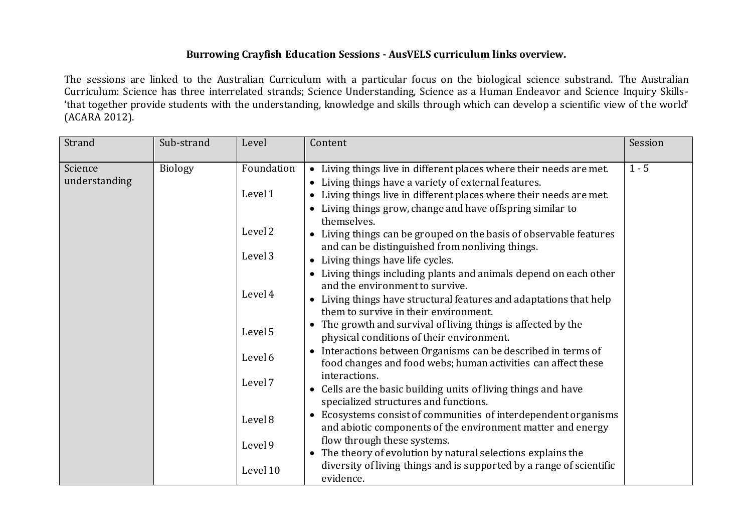**Burrowing Crayfish Education Sessions - AusVELS curriculum links overview.**

The sessions are linked to the Australian Curriculum with a particular focus on the biological science substrand. The Australian Curriculum: Science has three interrelated strands; Science Understanding, Science as a Human Endeavor and Science Inquiry Skills- 'that together provide students with the understanding, knowledge and skills through which can develop a scientific view of the world' (ACARA 2012).

| Strand | Sub-strand | Level | Content | Session |
|---|---|---|---|---|
| Science understanding | Biology | Foundation | • Living things live in different places where their needs are met.<br>• Living things have a variety of external features. | 1 - 5 |
| | | Level 1 | • Living things live in different places where their needs are met.<br>• Living things grow, change and have offspring similar to themselves. | |
| | | Level 2 | • Living things can be grouped on the basis of observable features and can be distinguished from nonliving things. | |
| | | Level 3 | • Living things have life cycles.<br>• Living things including plants and animals depend on each other and the environment to survive. | |
| | | Level 4 | • Living things have structural features and adaptations that help them to survive in their environment. | |
| | | Level 5 | • The growth and survival of living things is affected by the physical conditions of their environment. | |
| | | Level 6 | • Interactions between Organisms can be described in terms of food changes and food webs; human activities can affect these interactions. | |
| | | Level 7 | • Cells are the basic building units of living things and have specialized structures and functions. | |
| | | Level 8 | • Ecosystems consist of communities of interdependent organisms and abiotic components of the environment matter and energy flow through these systems. | |
| | | Level 9 | • The theory of evolution by natural selections explains the diversity of living things and is supported by a range of scientific evidence. | |
| | | Level 10 | | |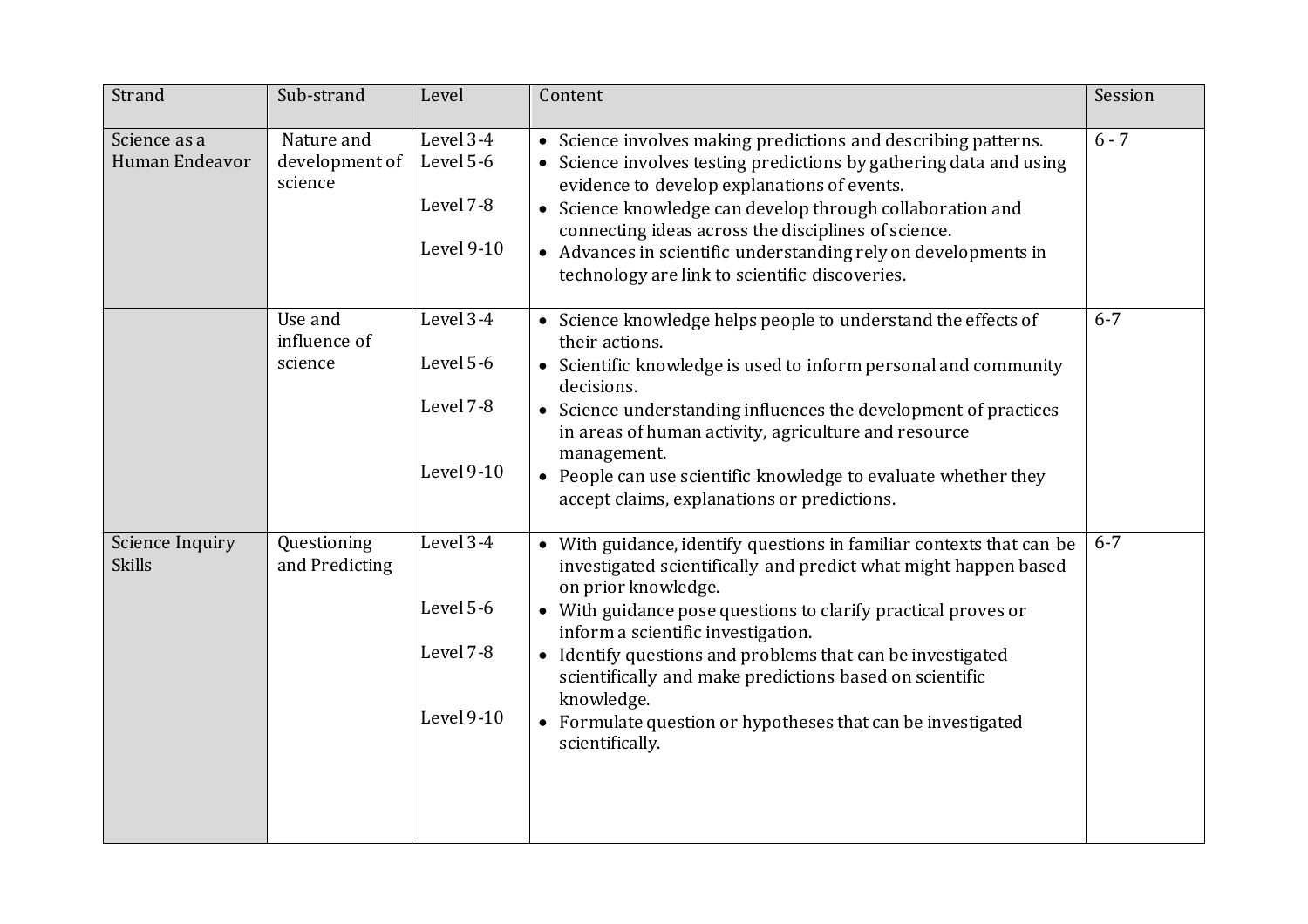| Strand | Sub-strand | Level | Content | Session |
| --- | --- | --- | --- | --- |
| Science as a Human Endeavor | Nature and development of science | Level 3-4<br>Level 5-6<br>Level 7-8<br>Level 9-10 | • Science involves making predictions and describing patterns.<br>• Science involves testing predictions by gathering data and using evidence to develop explanations of events.<br>• Science knowledge can develop through collaboration and connecting ideas across the disciplines of science.<br>• Advances in scientific understanding rely on developments in technology are link to scientific discoveries. | 6 - 7 |
| | Use and influence of science | Level 3-4<br>Level 5-6<br>Level 7-8<br>Level 9-10 | • Science knowledge helps people to understand the effects of their actions.<br>• Scientific knowledge is used to inform personal and community decisions.<br>• Science understanding influences the development of practices in areas of human activity, agriculture and resource management.<br>• People can use scientific knowledge to evaluate whether they accept claims, explanations or predictions. | 6-7 |
| Science Inquiry Skills | Questioning and Predicting | Level 3-4<br>Level 5-6<br>Level 7-8<br>Level 9-10 | • With guidance, identify questions in familiar contexts that can be investigated scientifically and predict what might happen based on prior knowledge.<br>• With guidance pose questions to clarify practical proves or inform a scientific investigation.<br>• Identify questions and problems that can be investigated scientifically and make predictions based on scientific knowledge.<br>• Formulate question or hypotheses that can be investigated scientifically. | 6-7 |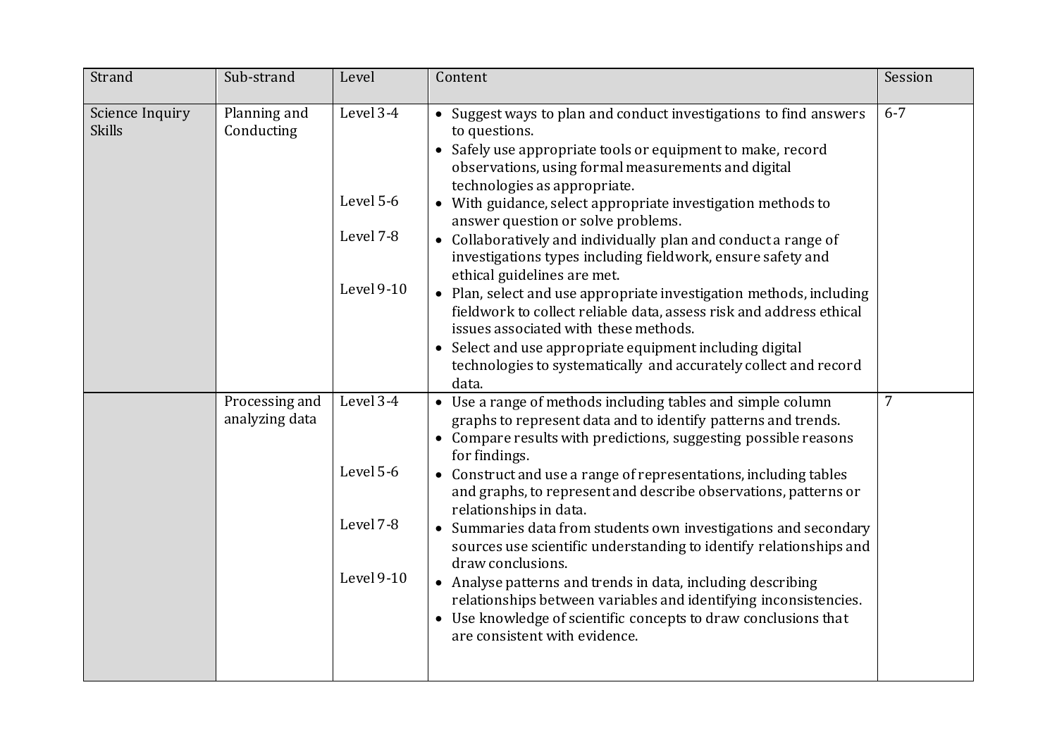| Strand | Sub-strand | Level | Content | Session |
| --- | --- | --- | --- | --- |
| Science Inquiry Skills | Planning and Conducting | Level 3-4<br><br><br><br>Level 5-6<br><br>Level 7-8<br><br><br>Level 9-10 | • Suggest ways to plan and conduct investigations to find answers to questions.<br>• Safely use appropriate tools or equipment to make, record observations, using formal measurements and digital technologies as appropriate.<br>• With guidance, select appropriate investigation methods to answer question or solve problems.<br>• Collaboratively and individually plan and conduct a range of investigations types including fieldwork, ensure safety and ethical guidelines are met.<br>• Plan, select and use appropriate investigation methods, including fieldwork to collect reliable data, assess risk and address ethical issues associated with these methods.<br>• Select and use appropriate equipment including digital technologies to systematically and accurately collect and record data. | 6-7 |
| | Processing and analyzing data | Level 3-4<br><br><br><br>Level 5-6<br><br><br>Level 7-8<br><br><br>Level 9-10 | • Use a range of methods including tables and simple column graphs to represent data and to identify patterns and trends.<br>• Compare results with predictions, suggesting possible reasons for findings.<br>• Construct and use a range of representations, including tables and graphs, to represent and describe observations, patterns or relationships in data.<br>• Summaries data from students own investigations and secondary sources use scientific understanding to identify relationships and draw conclusions.<br>• Analyse patterns and trends in data, including describing relationships between variables and identifying inconsistencies.<br>• Use knowledge of scientific concepts to draw conclusions that are consistent with evidence. | 7 |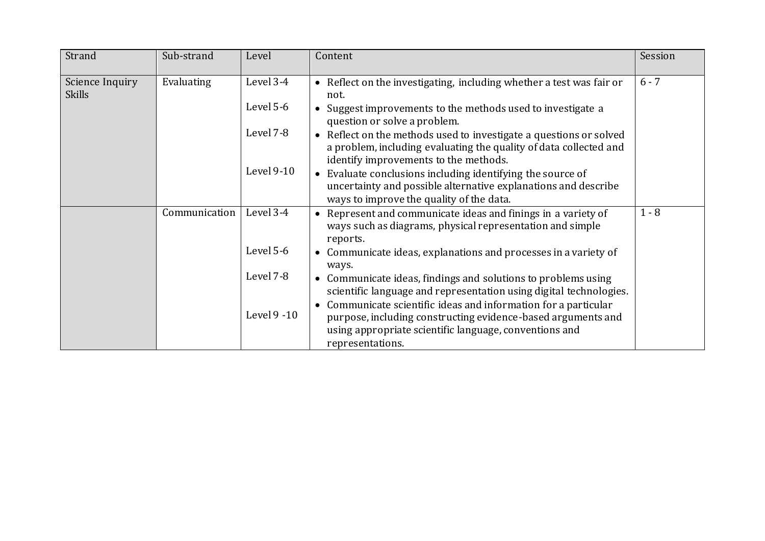| Strand | Sub-strand | Level | Content | Session |
|---|---|---|---|---|
| Science Inquiry Skills | Evaluating | Level 3-4<br><br>Level 5-6<br><br>Level 7-8<br><br>Level 9-10 | • Reflect on the investigating, including whether a test was fair or not.<br>• Suggest improvements to the methods used to investigate a question or solve a problem.<br>• Reflect on the methods used to investigate a questions or solved a problem, including evaluating the quality of data collected and identify improvements to the methods.<br>• Evaluate conclusions including identifying the source of uncertainty and possible alternative explanations and describe ways to improve the quality of the data. | 6 - 7 |
| | Communication | Level 3-4<br><br>Level 5-6<br><br>Level 7-8<br><br>Level 9 -10 | • Represent and communicate ideas and finings in a variety of ways such as diagrams, physical representation and simple reports.<br>• Communicate ideas, explanations and processes in a variety of ways.<br>• Communicate ideas, findings and solutions to problems using scientific language and representation using digital technologies.<br>• Communicate scientific ideas and information for a particular purpose, including constructing evidence-based arguments and using appropriate scientific language, conventions and representations. | 1 - 8 |